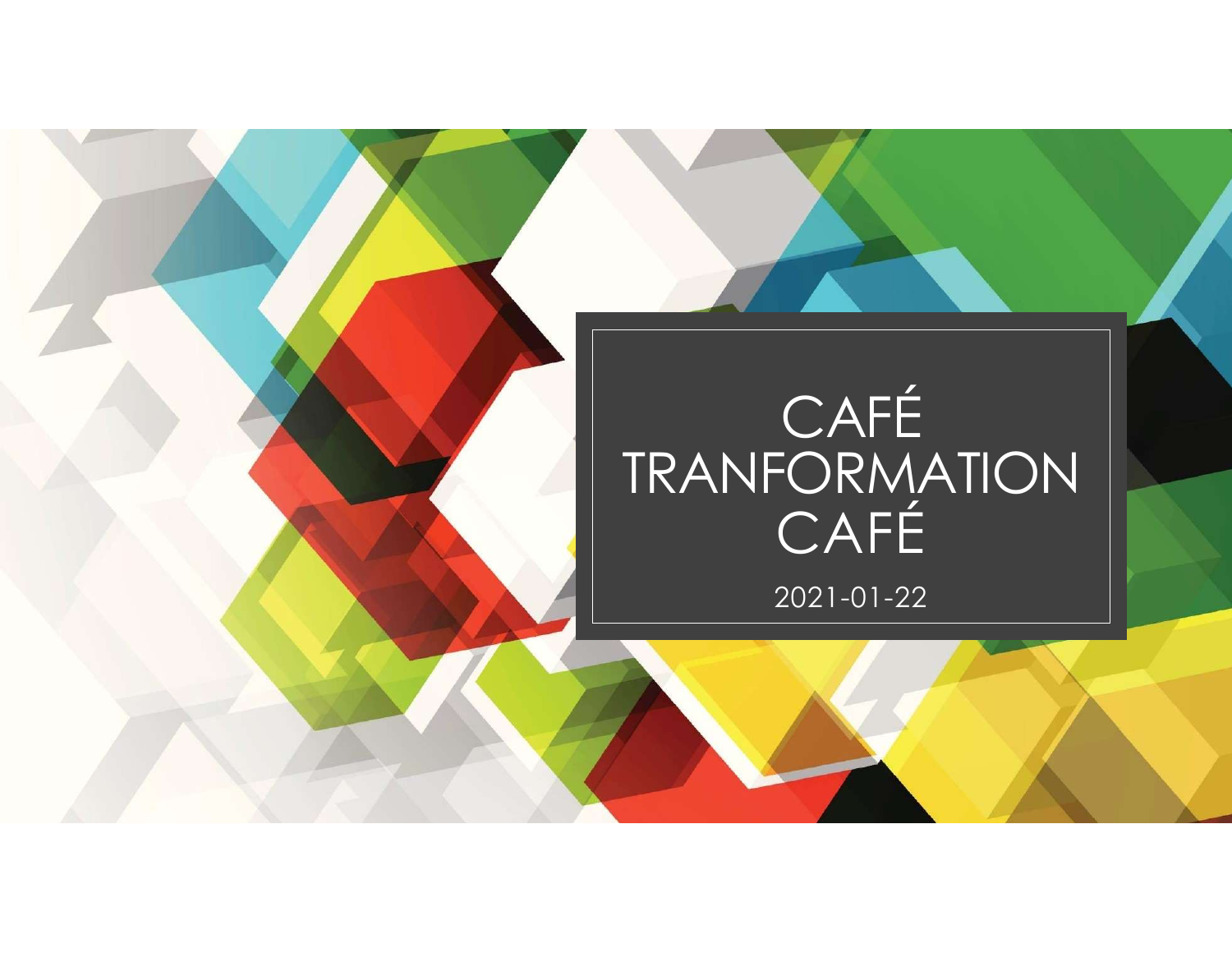# CAFÉ TRANFORMATION CAFÉ

2021-01-22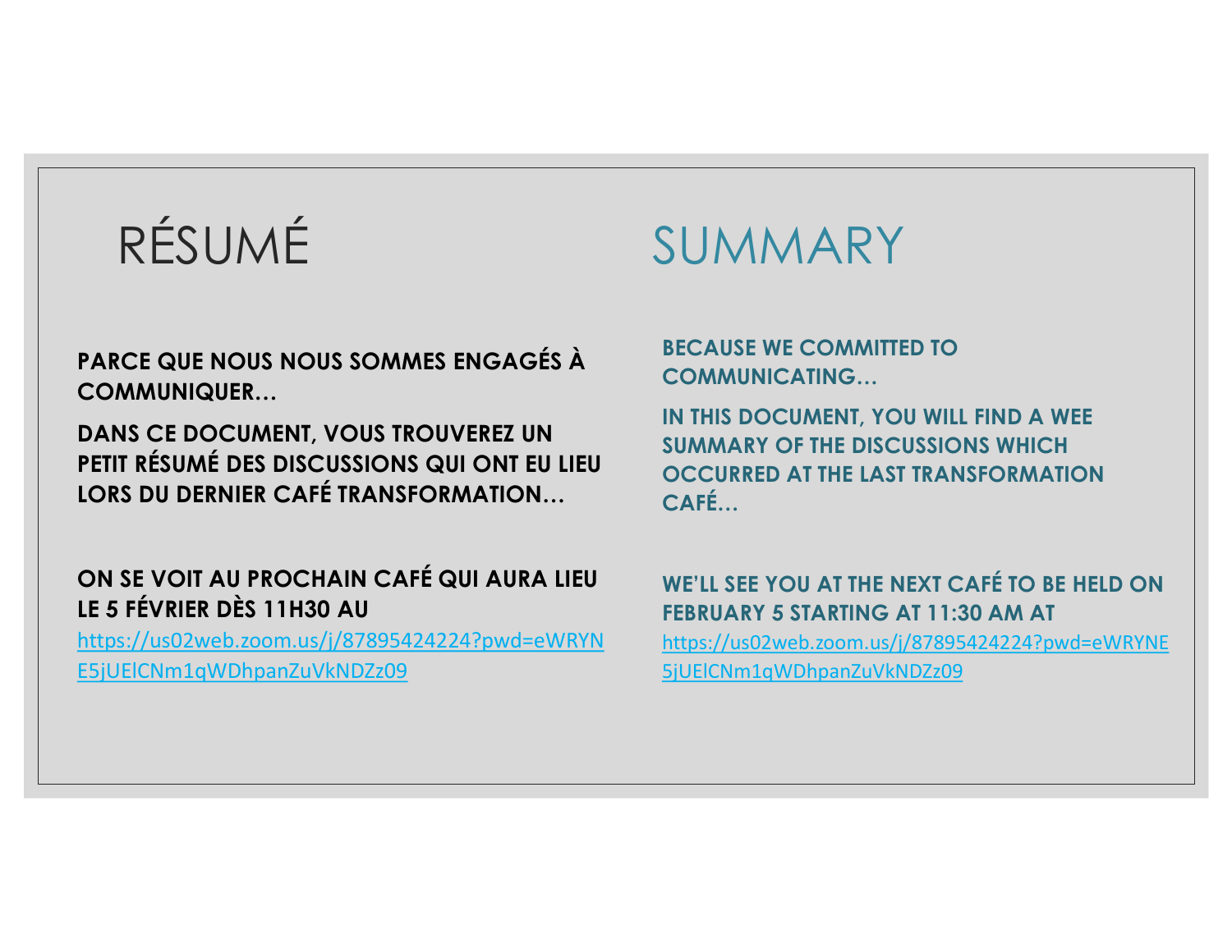# RÉSUMÉ

**PARCE QUE NOUS NOUS SOMMES ENGAGÉS À COMMUNIQUER…**

**DANS CE DOCUMENT, VOUS TROUVEREZ UN PETIT RÉSUMÉ DES DISCUSSIONS QUI ONT EU LIEU LORS DU DERNIER CAFÉ TRANSFORMATION…**

**ON SE VOIT AU PROCHAIN CAFÉ QUI AURA LIEU LE 5 FÉVRIER DÈS 11H30 AU**

https://us02web.zoom.us/j/87895424224?pwd=eWRYNE5jUElCNm1qWDhpanZuVkNDZz09

# SUMMARY

**BECAUSE WE COMMITTED TO COMMUNICATING…**

**IN THIS DOCUMENT, YOU WILL FIND A WEE SUMMARY OF THE DISCUSSIONS WHICH OCCURRED AT THE LAST TRANSFORMATION CAFÉ…**

**WE'LL SEE YOU AT THE NEXT CAFÉ TO BE HELD ON FEBRUARY 5 STARTING AT 11:30 AM AT**

https://us02web.zoom.us/j/87895424224?pwd=eWRYNE5jUElCNm1qWDhpanZuVkNDZz09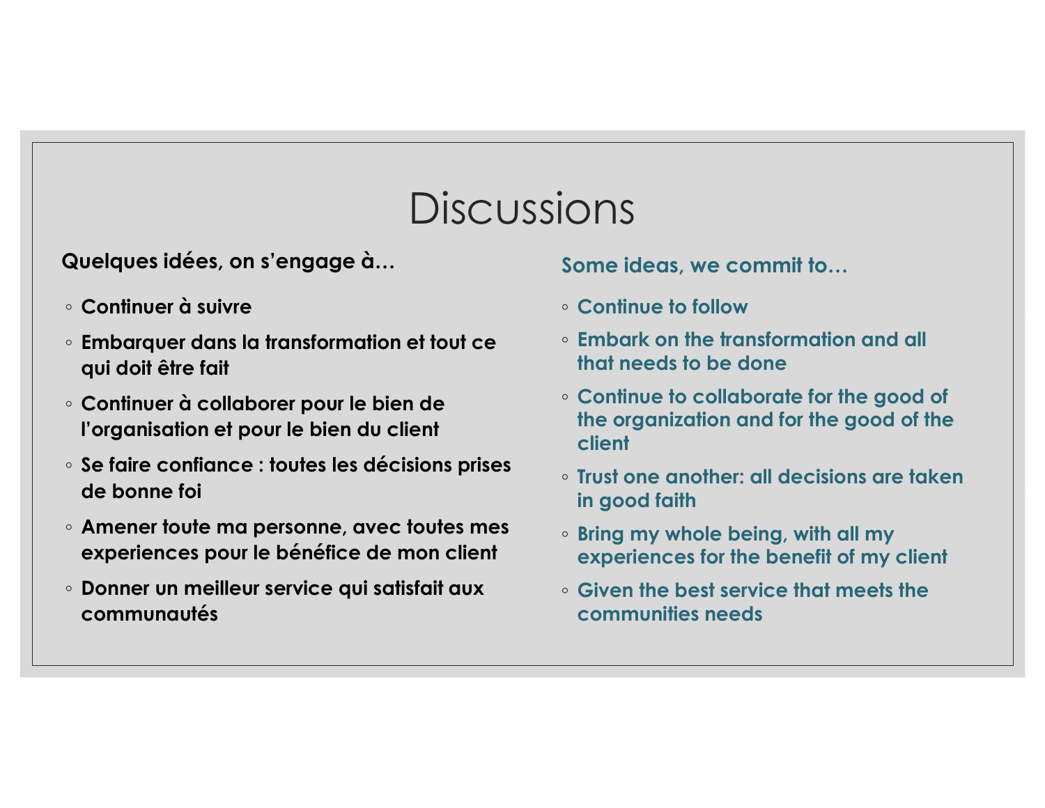# Discussions

**Quelques idées, on s'engage à…**

- **Continuer à suivre**
- **Embarquer dans la transformation et tout ce qui doit être fait**
- **Continuer à collaborer pour le bien de l'organisation et pour le bien du client**
- **Se faire confiance : toutes les décisions prises de bonne foi**
- **Amener toute ma personne, avec toutes mes experiences pour le bénéfice de mon client**
- **Donner un meilleur service qui satisfait aux communautés**

**Some ideas, we commit to…**

- **Continue to follow**
- **Embark on the transformation and all that needs to be done**
- **Continue to collaborate for the good of the organization and for the good of the client**
- **Trust one another: all decisions are taken in good faith**
- **Bring my whole being, with all my experiences for the benefit of my client**
- **Given the best service that meets the communities needs**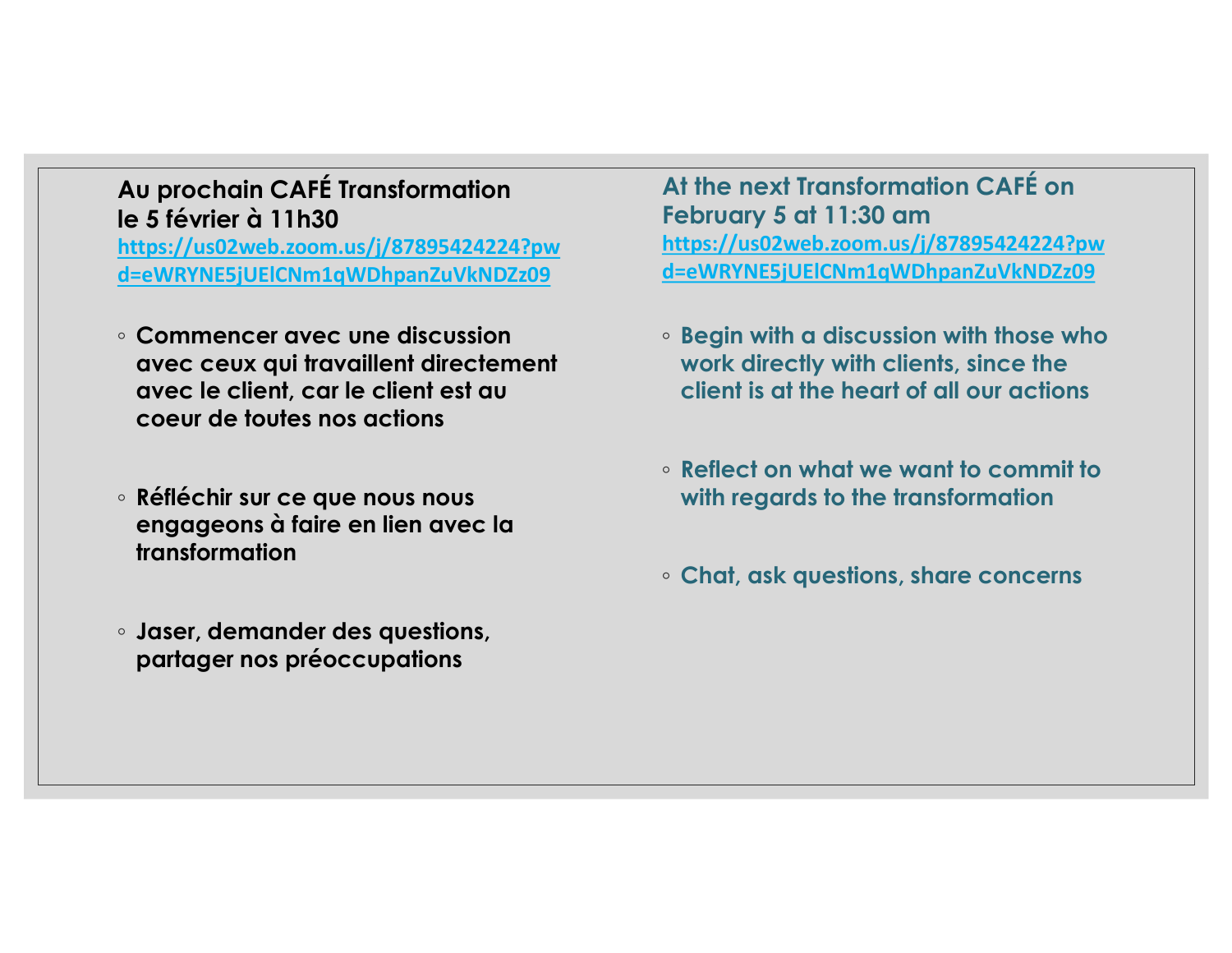**Au prochain CAFÉ Transformation le 5 février à 11h30**

[https://us02web.zoom.us/j/87895424224?pwd=eWRYNE5jUElCNm1qWDhpanZuVkNDZz09](https://us02web.zoom.us/j/87895424224?pwd=eWRYNE5jUElCNm1qWDhpanZuVkNDZz09)

- **Commencer avec une discussion avec ceux qui travaillent directement avec le client, car le client est au coeur de toutes nos actions**
- **Réfléchir sur ce que nous nous engageons à faire en lien avec la transformation**
- **Jaser, demander des questions, partager nos préoccupations**

**At the next Transformation CAFÉ on February 5 at 11:30 am**

[https://us02web.zoom.us/j/87895424224?pwd=eWRYNE5jUElCNm1qWDhpanZuVkNDZz09](https://us02web.zoom.us/j/87895424224?pwd=eWRYNE5jUElCNm1qWDhpanZuVkNDZz09)

- **Begin with a discussion with those who work directly with clients, since the client is at the heart of all our actions**
- **Reflect on what we want to commit to with regards to the transformation**
- **Chat, ask questions, share concerns**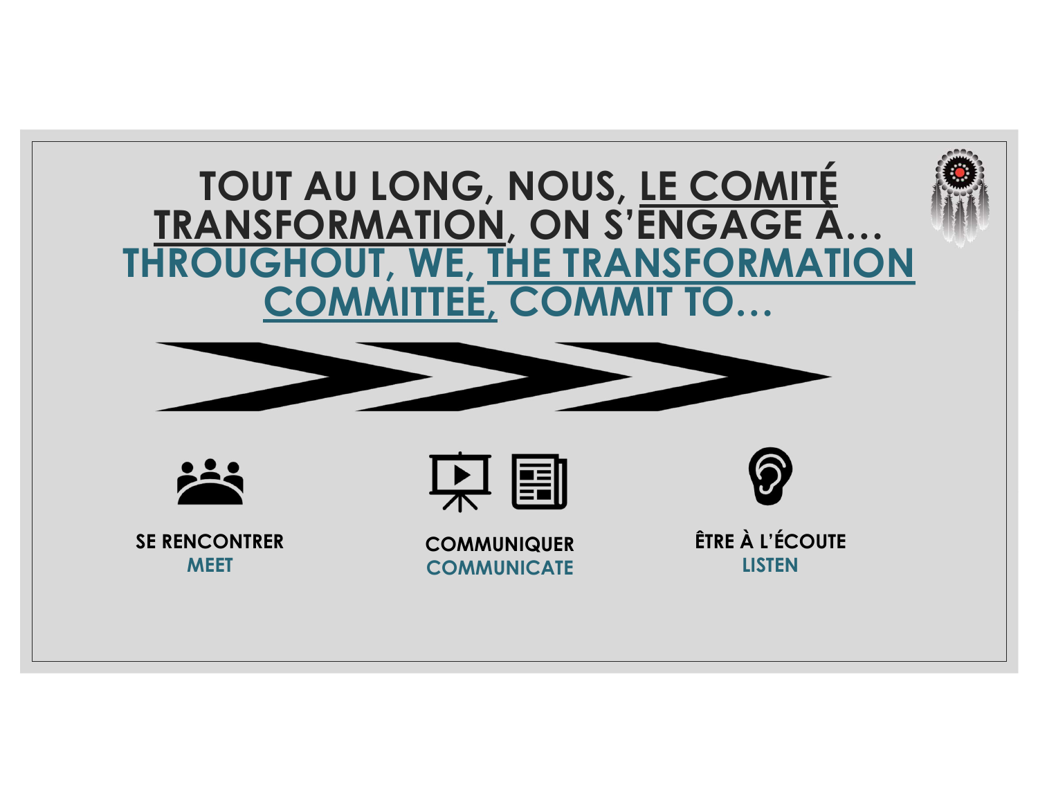# TOUT AU LONG, NOUS, LE COMITÉ TRANSFORMATION, ON S'ENGAGE À...

# THROUGHOUT, WE, THE TRANSFORMATION COMMITTEE, COMMIT TO...

**SE RENCONTRER**
**MEET**

**COMMUNIQUER**
**COMMUNICATE**

**ÊTRE À L'ÉCOUTE**
**LISTEN**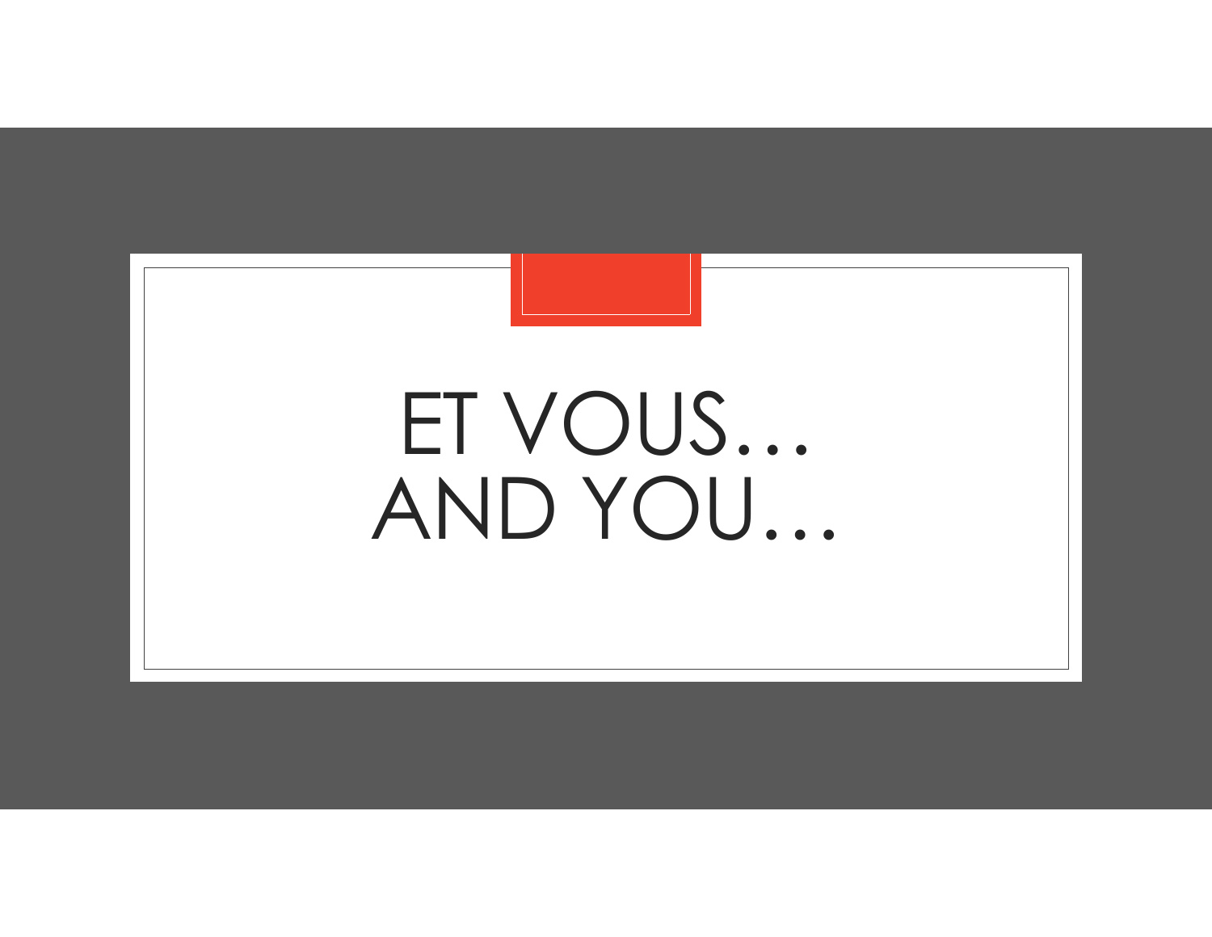# ET VOUS…
# AND YOU…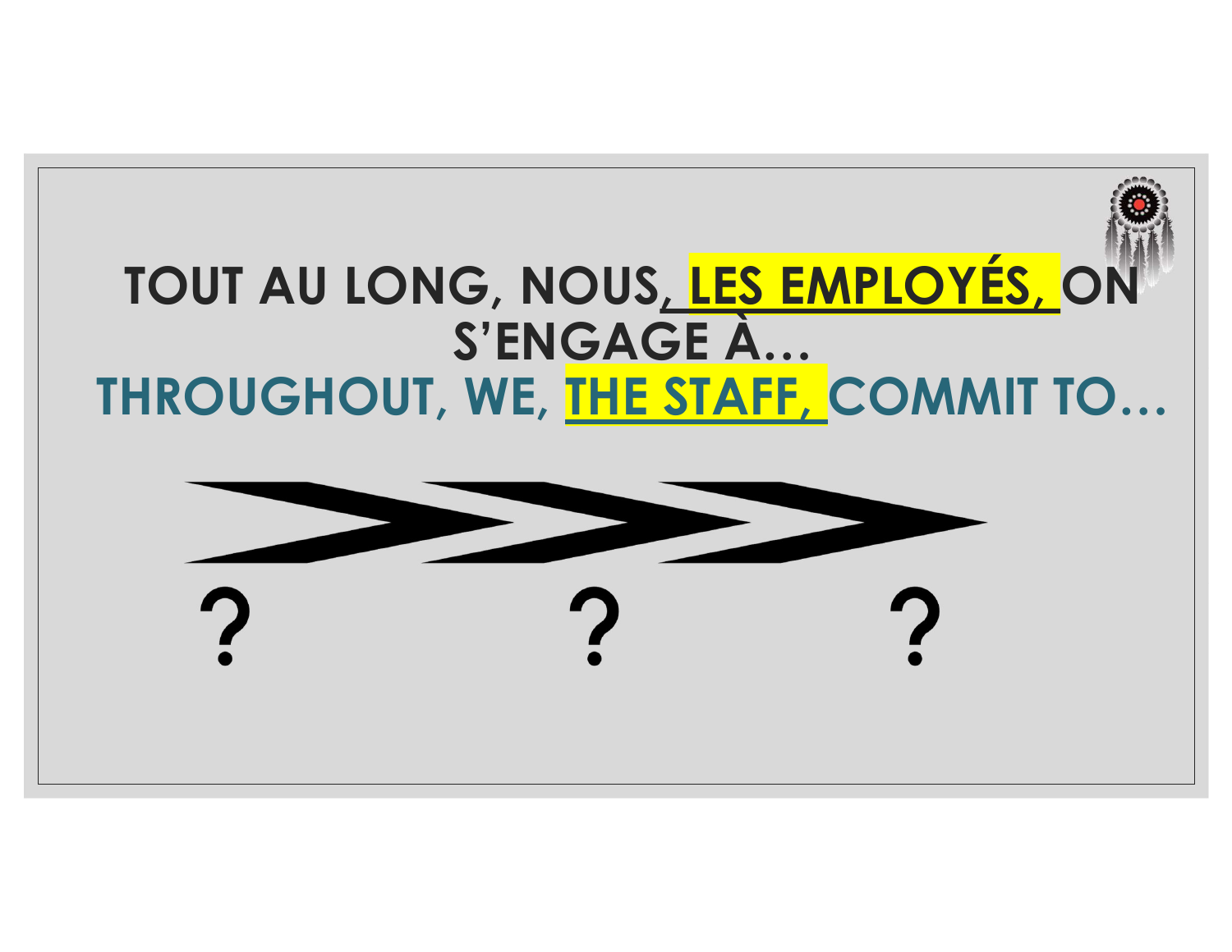# TOUT AU LONG, NOUS, LES EMPLOYÉS, ON S'ENGAGE À…

# THROUGHOUT, WE, THE STAFF, COMMIT TO…

? ? ?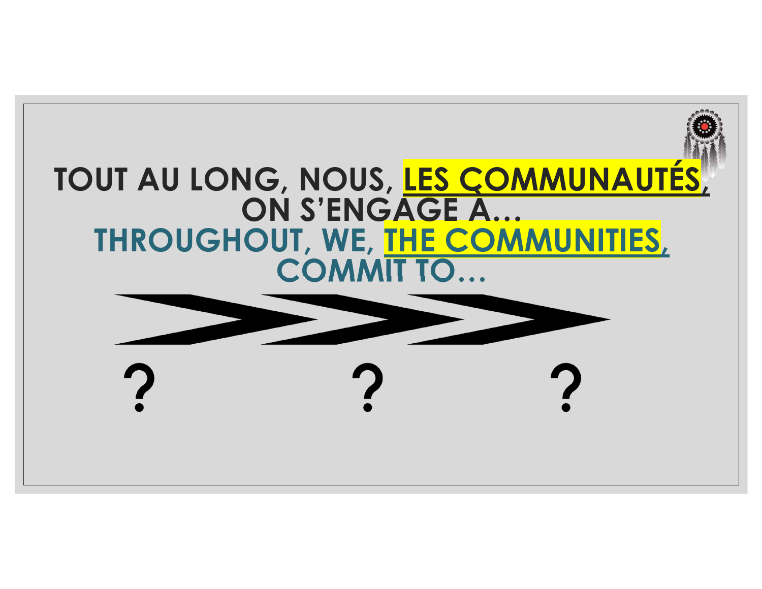# TOUT AU LONG, NOUS, LES COMMUNAUTÉS, ON S'ENGAGE À...

# THROUGHOUT, WE, THE COMMUNITIES, COMMIT TO...

? ? ?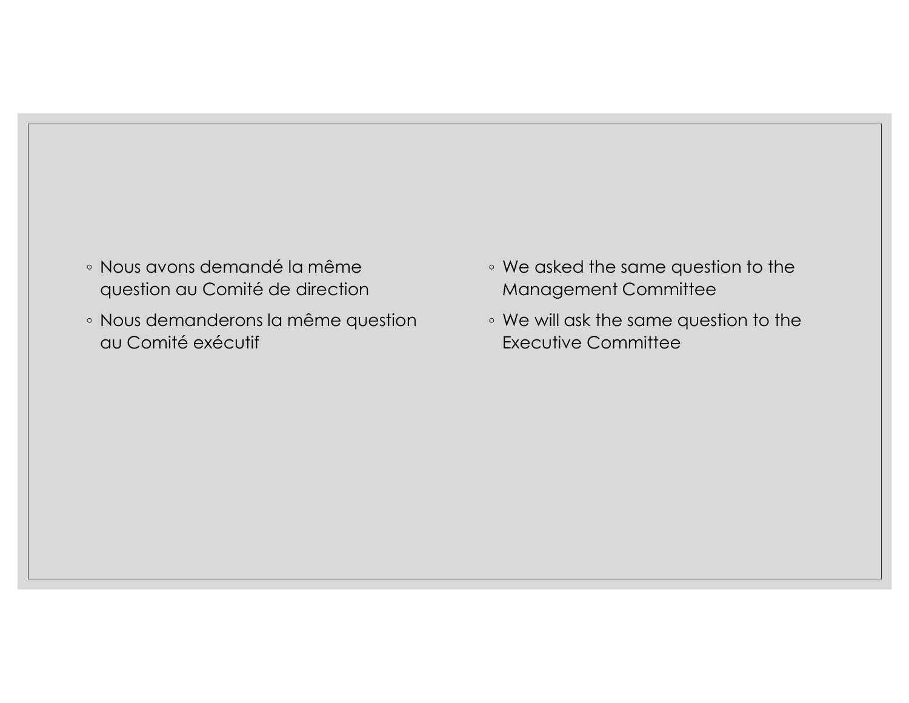- Nous avons demandé la même question au Comité de direction
- Nous demanderons la même question au Comité exécutif

- We asked the same question to the Management Committee
- We will ask the same question to the Executive Committee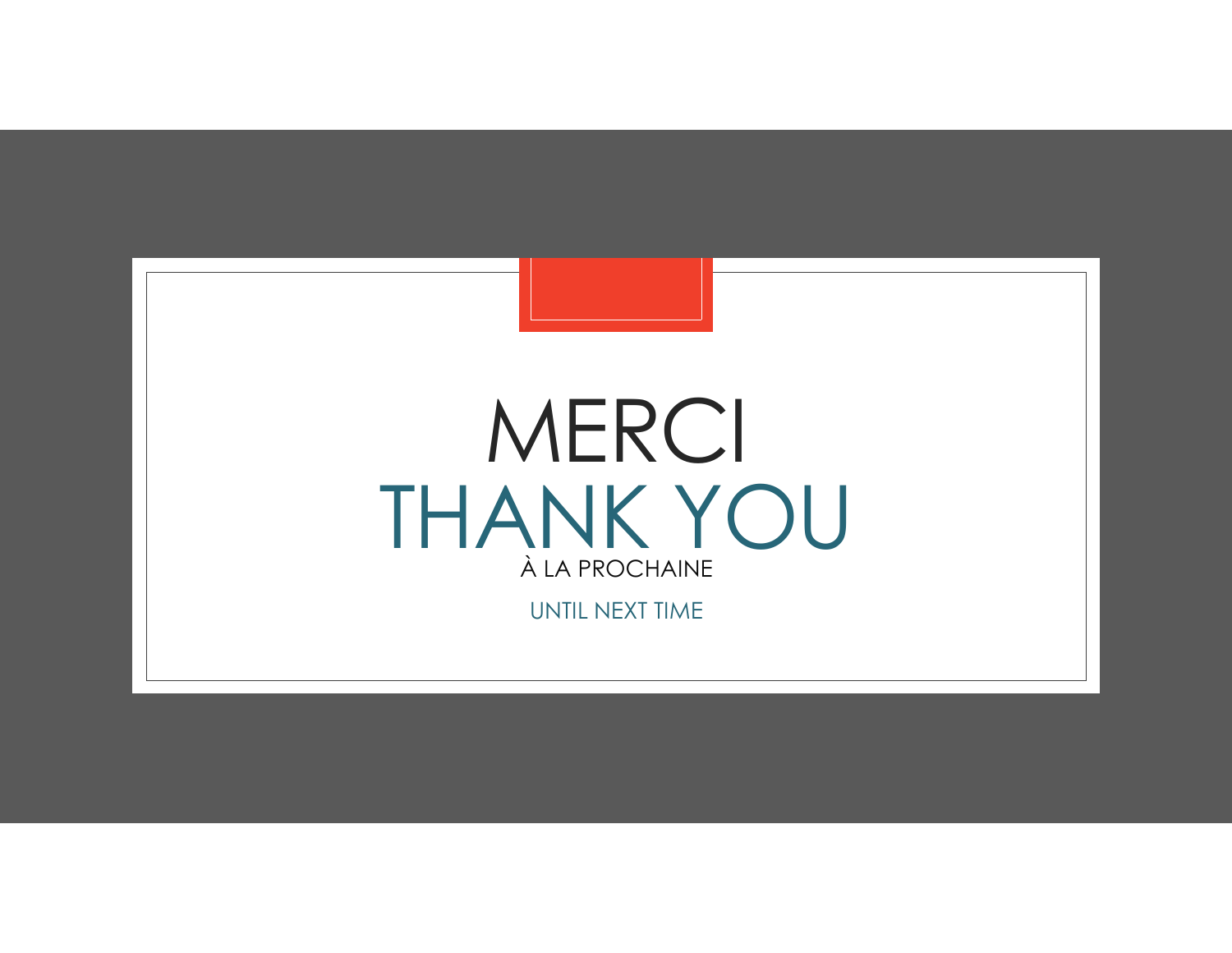# MERCI
# THANK YOU

À LA PROCHAINE

UNTIL NEXT TIME